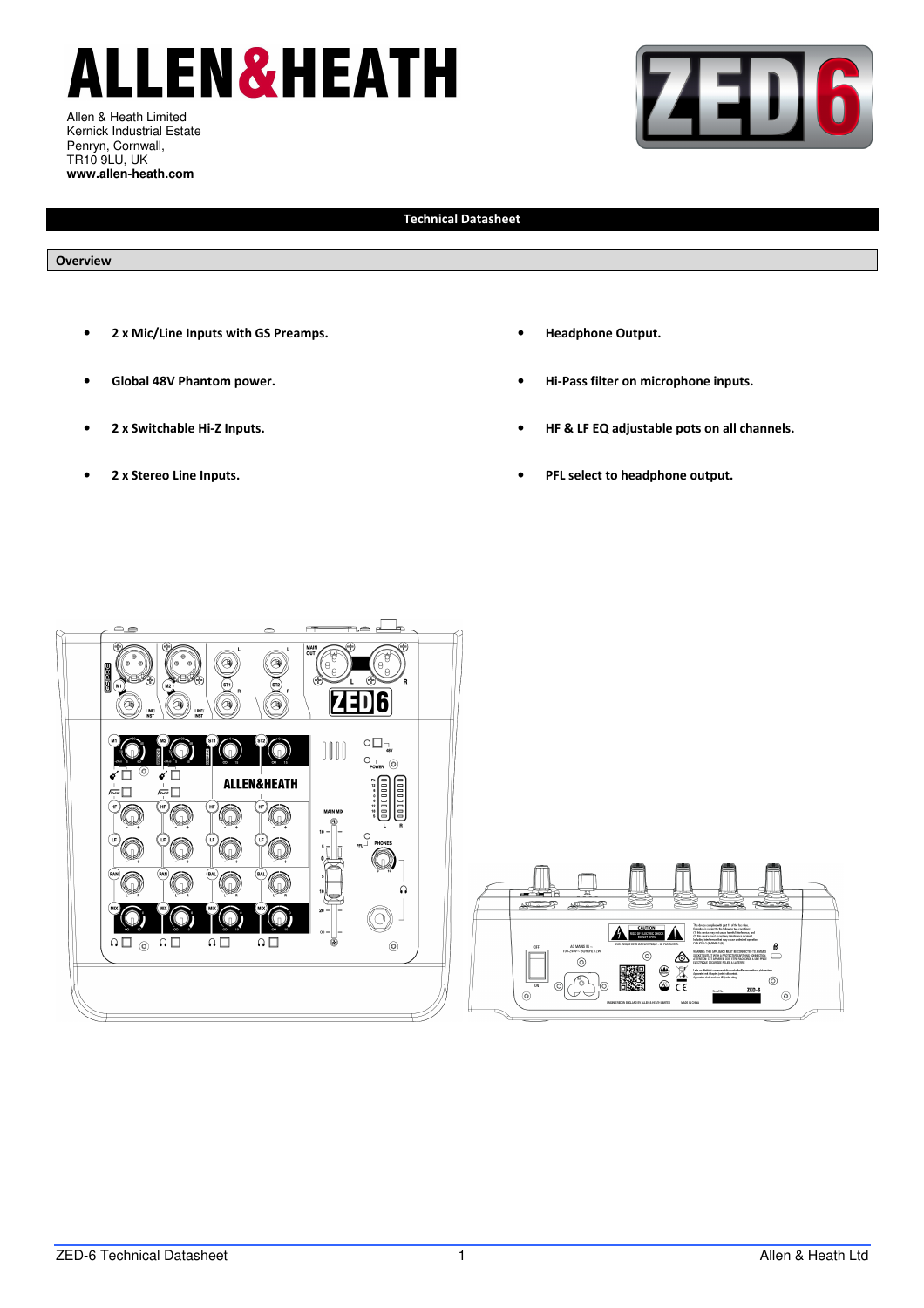# ALLEN&HEATH

Allen & Heath Limited
Kernick Industrial Estate
Penryn, Cornwall,
TR10 9LU, UK
**www.allen-heath.com**

# ZED6

## Technical Datasheet

### Overview

- **2 x Mic/Line Inputs with GS Preamps.**
- **Global 48V Phantom power.**
- **2 x Switchable Hi-Z Inputs.**
- **2 x Stereo Line Inputs.**
- **Headphone Output.**
- **Hi-Pass filter on microphone inputs.**
- **HF & LF EQ adjustable pots on all channels.**
- **PFL select to headphone output.**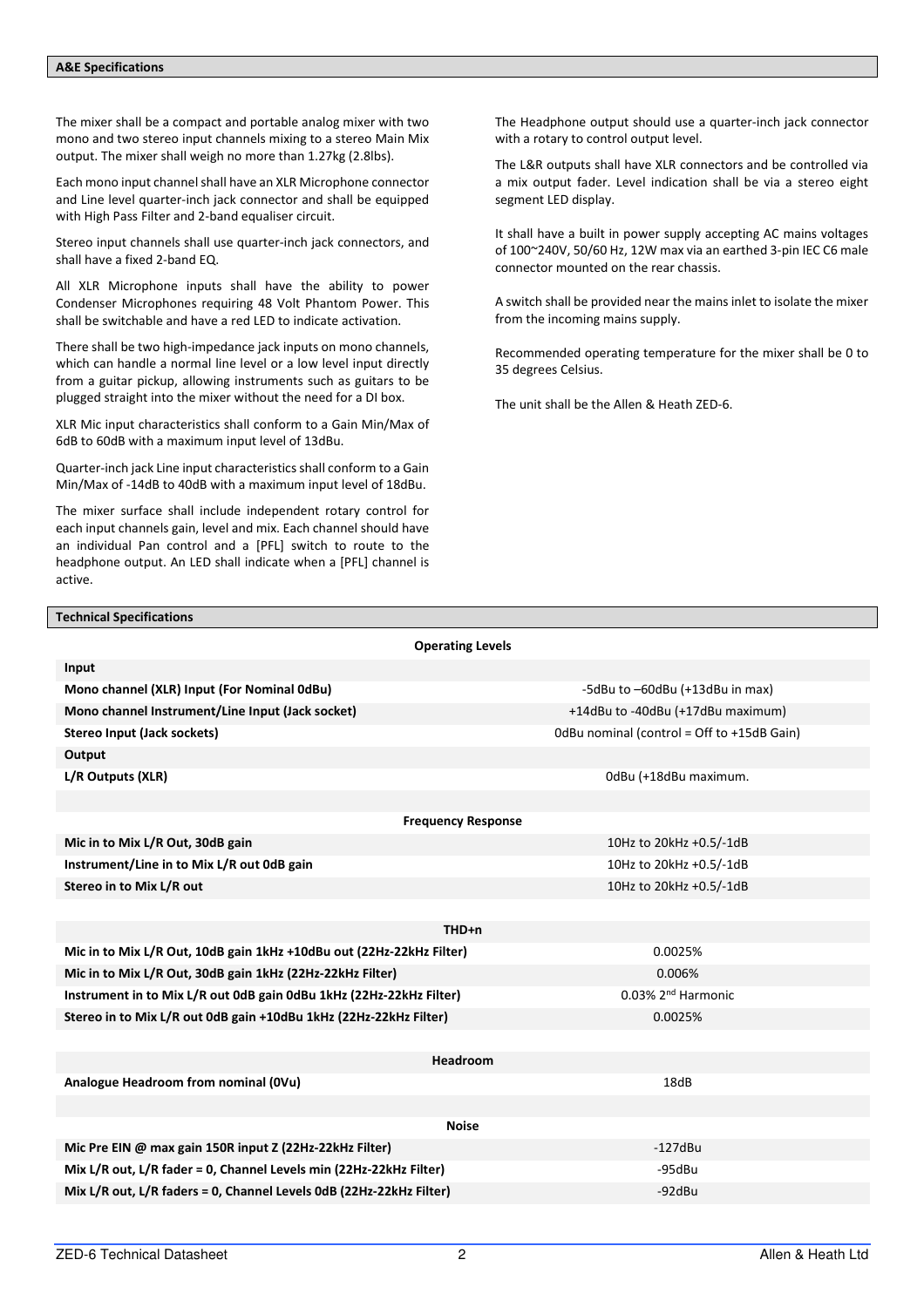## A&E Specifications

The mixer shall be a compact and portable analog mixer with two mono and two stereo input channels mixing to a stereo Main Mix output. The mixer shall weigh no more than 1.27kg (2.8lbs).

Each mono input channel shall have an XLR Microphone connector and Line level quarter-inch jack connector and shall be equipped with High Pass Filter and 2-band equaliser circuit.

Stereo input channels shall use quarter-inch jack connectors, and shall have a fixed 2-band EQ.

All XLR Microphone inputs shall have the ability to power Condenser Microphones requiring 48 Volt Phantom Power. This shall be switchable and have a red LED to indicate activation.

There shall be two high-impedance jack inputs on mono channels, which can handle a normal line level or a low level input directly from a guitar pickup, allowing instruments such as guitars to be plugged straight into the mixer without the need for a DI box.

XLR Mic input characteristics shall conform to a Gain Min/Max of 6dB to 60dB with a maximum input level of 13dBu.

Quarter-inch jack Line input characteristics shall conform to a Gain Min/Max of -14dB to 40dB with a maximum input level of 18dBu.

The mixer surface shall include independent rotary control for each input channels gain, level and mix. Each channel should have an individual Pan control and a [PFL] switch to route to the headphone output. An LED shall indicate when a [PFL] channel is active.

The Headphone output should use a quarter-inch jack connector with a rotary to control output level.

The L&R outputs shall have XLR connectors and be controlled via a mix output fader. Level indication shall be via a stereo eight segment LED display.

It shall have a built in power supply accepting AC mains voltages of 100~240V, 50/60 Hz, 12W max via an earthed 3-pin IEC C6 male connector mounted on the rear chassis.

A switch shall be provided near the mains inlet to isolate the mixer from the incoming mains supply.

Recommended operating temperature for the mixer shall be 0 to 35 degrees Celsius.

The unit shall be the Allen & Heath ZED-6.

## Technical Specifications

| Operating Levels | |
|---|---|
| **Input** | |
| **Mono channel (XLR) Input (For Nominal 0dBu)** | -5dBu to –60dBu (+13dBu in max) |
| **Mono channel Instrument/Line Input (Jack socket)** | +14dBu to -40dBu (+17dBu maximum) |
| **Stereo Input (Jack sockets)** | 0dBu nominal (control = Off to +15dB Gain) |
| **Output** | |
| **L/R Outputs (XLR)** | 0dBu (+18dBu maximum. |

| Frequency Response | |
|---|---|
| **Mic in to Mix L/R Out, 30dB gain** | 10Hz to 20kHz +0.5/-1dB |
| **Instrument/Line in to Mix L/R out 0dB gain** | 10Hz to 20kHz +0.5/-1dB |
| **Stereo in to Mix L/R out** | 10Hz to 20kHz +0.5/-1dB |

| THD+n | |
|---|---|
| **Mic in to Mix L/R Out, 10dB gain 1kHz +10dBu out (22Hz-22kHz Filter)** | 0.0025% |
| **Mic in to Mix L/R Out, 30dB gain 1kHz (22Hz-22kHz Filter)** | 0.006% |
| **Instrument in to Mix L/R out 0dB gain 0dBu 1kHz (22Hz-22kHz Filter)** | 0.03% 2nd Harmonic |
| **Stereo in to Mix L/R out 0dB gain +10dBu 1kHz (22Hz-22kHz Filter)** | 0.0025% |

| Headroom | |
|---|---|
| **Analogue Headroom from nominal (0Vu)** | 18dB |

| Noise | |
|---|---|
| **Mic Pre EIN @ max gain 150R input Z (22Hz-22kHz Filter)** | -127dBu |
| **Mix L/R out, L/R fader = 0, Channel Levels min (22Hz-22kHz Filter)** | -95dBu |
| **Mix L/R out, L/R faders = 0, Channel Levels 0dB (22Hz-22kHz Filter)** | -92dBu |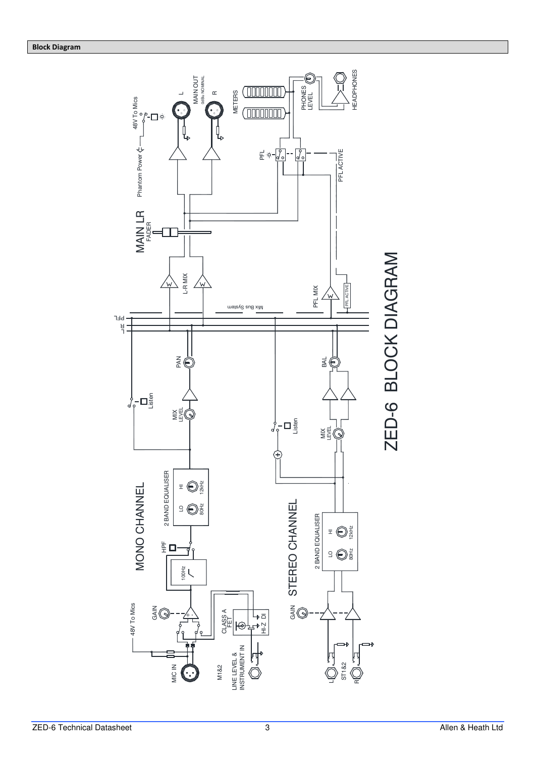**Block Diagram**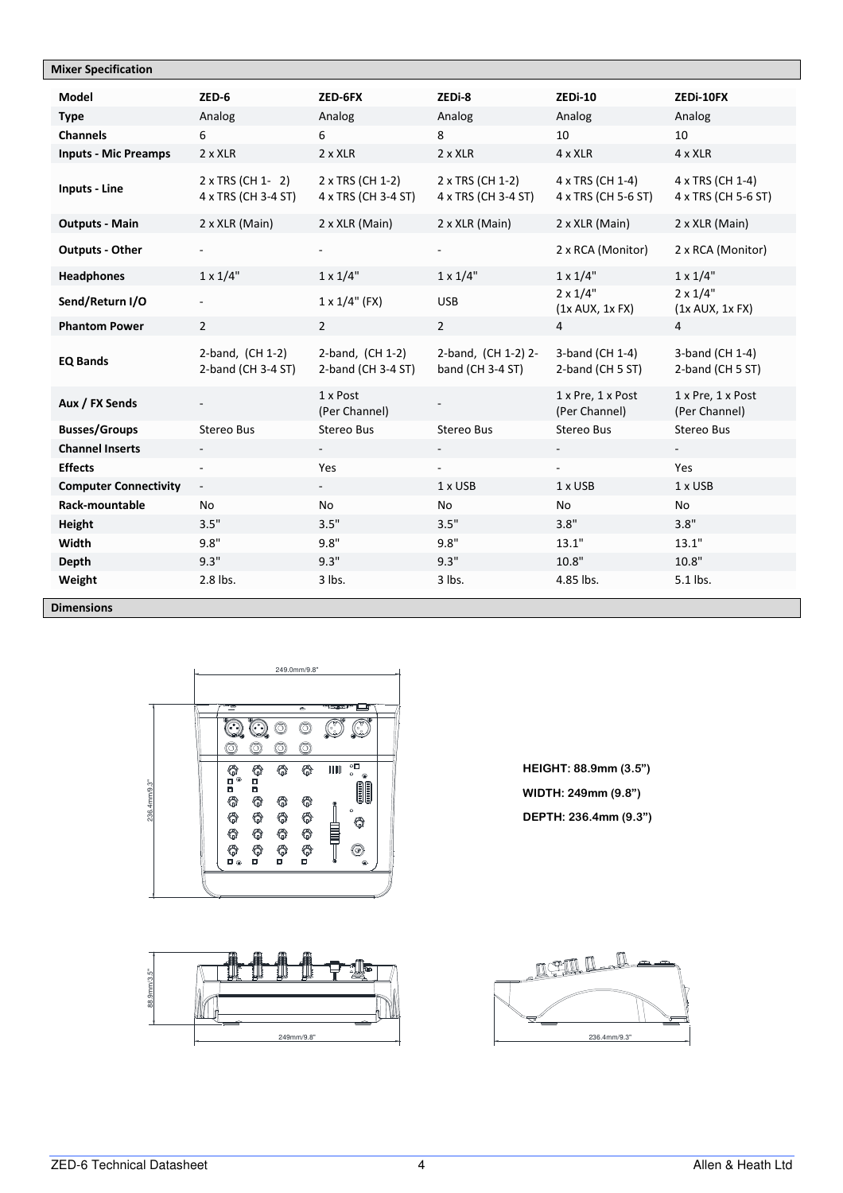**Mixer Specification**

| Model | ZED-6 | ZED-6FX | ZEDi-8 | ZEDi-10 | ZEDi-10FX |
|---|---|---|---|---|---|
| **Type** | Analog | Analog | Analog | Analog | Analog |
| **Channels** | 6 | 6 | 8 | 10 | 10 |
| **Inputs - Mic Preamps** | 2 x XLR | 2 x XLR | 2 x XLR | 4 x XLR | 4 x XLR |
| **Inputs - Line** | 2 x TRS (CH 1- 2) 4 x TRS (CH 3-4 ST) | 2 x TRS (CH 1-2) 4 x TRS (CH 3-4 ST) | 2 x TRS (CH 1-2) 4 x TRS (CH 3-4 ST) | 4 x TRS (CH 1-4) 4 x TRS (CH 5-6 ST) | 4 x TRS (CH 1-4) 4 x TRS (CH 5-6 ST) |
| **Outputs - Main** | 2 x XLR (Main) | 2 x XLR (Main) | 2 x XLR (Main) | 2 x XLR (Main) | 2 x XLR (Main) |
| **Outputs - Other** | - | - | - | 2 x RCA (Monitor) | 2 x RCA (Monitor) |
| **Headphones** | 1 x 1/4" | 1 x 1/4" | 1 x 1/4" | 1 x 1/4" | 1 x 1/4" |
| **Send/Return I/O** | - | 1 x 1/4" (FX) | USB | 2 x 1/4" (1x AUX, 1x FX) | 2 x 1/4" (1x AUX, 1x FX) |
| **Phantom Power** | 2 | 2 | 2 | 4 | 4 |
| **EQ Bands** | 2-band, (CH 1-2) 2-band (CH 3-4 ST) | 2-band, (CH 1-2) 2-band (CH 3-4 ST) | 2-band, (CH 1-2) 2-band (CH 3-4 ST) | 3-band (CH 1-4) 2-band (CH 5 ST) | 3-band (CH 1-4) 2-band (CH 5 ST) |
| **Aux / FX Sends** | - | 1 x Post (Per Channel) | - | 1 x Pre, 1 x Post (Per Channel) | 1 x Pre, 1 x Post (Per Channel) |
| **Busses/Groups** | Stereo Bus | Stereo Bus | Stereo Bus | Stereo Bus | Stereo Bus |
| **Channel Inserts** | - | - | - | - | - |
| **Effects** | - | Yes | - | - | Yes |
| **Computer Connectivity** | - | - | 1 x USB | 1 x USB | 1 x USB |
| **Rack-mountable** | No | No | No | No | No |
| **Height** | 3.5" | 3.5" | 3.5" | 3.8" | 3.8" |
| **Width** | 9.8" | 9.8" | 9.8" | 13.1" | 13.1" |
| **Depth** | 9.3" | 9.3" | 9.3" | 10.8" | 10.8" |
| **Weight** | 2.8 lbs. | 3 lbs. | 3 lbs. | 4.85 lbs. | 5.1 lbs. |

**Dimensions**

249.0mm/9.8"

236.4mm/9.3"

**HEIGHT: 88.9mm (3.5")**

**WIDTH: 249mm (9.8")**

**DEPTH: 236.4mm (9.3")**

88.9mm/3.5"

249mm/9.8"

236.4mm/9.3"